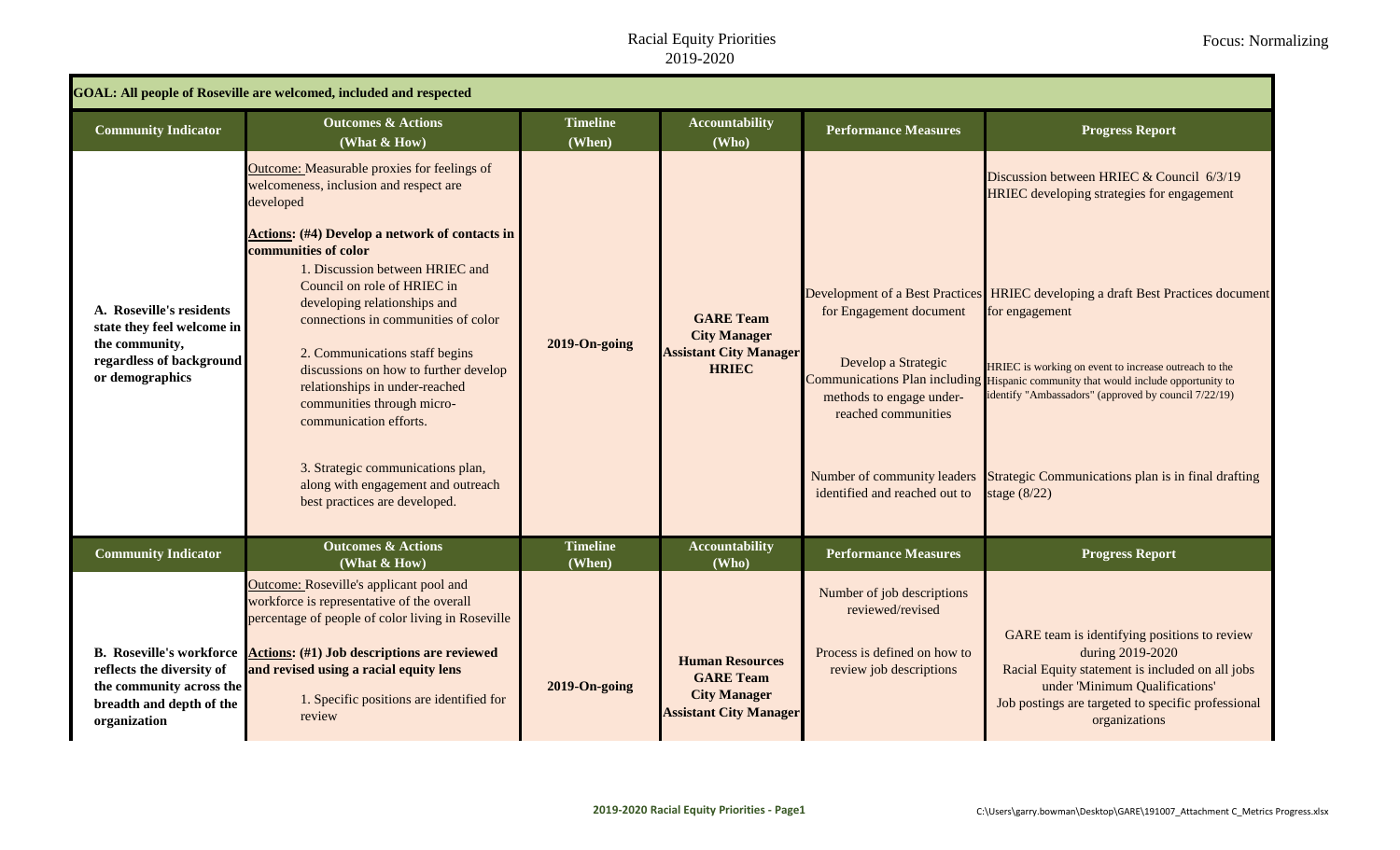# Racial Equity Priorities
2019-2020

Focus: Normalizing

**GOAL: All people of Roseville are welcomed, included and respected**

| Community Indicator | Outcomes & Actions (What & How) | Timeline (When) | Accountability (Who) | Performance Measures | Progress Report |
|---|---|---|---|---|---|
| **A. Roseville's residents state they feel welcome in the community, regardless of background or demographics** | Outcome: Measurable proxies for feelings of welcomeness, inclusion and respect are developed<br><br>**Actions: (#4) Develop a network of contacts in communities of color**<br>1. Discussion between HRIEC and Council on role of HRIEC in developing relationships and connections in communities of color<br>2. Communications staff begins discussions on how to further develop relationships in under-reached communities through micro-communication efforts.<br>3. Strategic communications plan, along with engagement and outreach best practices are developed. | 2019-On-going | **GARE Team**<br>**City Manager**<br>**Assistant City Manager**<br>**HRIEC** | Development of a Best Practices for Engagement document<br><br>Develop a Strategic Communications Plan including methods to engage under-reached communities<br><br>Number of community leaders identified and reached out to | Discussion between HRIEC & Council 6/3/19<br>HRIEC developing strategies for engagement<br><br>HRIEC developing a draft Best Practices document for engagement<br><br>HRIEC is working on event to increase outreach to the Hispanic community that would include opportunity to identify "Ambassadors" (approved by council 7/22/19)<br><br>Strategic Communications plan is in final drafting stage (8/22) |

| Community Indicator | Outcomes & Actions (What & How) | Timeline (When) | Accountability (Who) | Performance Measures | Progress Report |
|---|---|---|---|---|---|
| **B. Roseville's workforce reflects the diversity of the community across the breadth and depth of the organization** | Outcome: Roseville's applicant pool and workforce is representative of the overall percentage of people of color living in Roseville<br><br>**Actions: (#1) Job descriptions are reviewed and revised using a racial equity lens**<br>1. Specific positions are identified for review | 2019-On-going | **Human Resources**<br>**GARE Team**<br>**City Manager**<br>**Assistant City Manager** | Number of job descriptions reviewed/revised<br><br>Process is defined on how to review job descriptions | GARE team is identifying positions to review during 2019-2020<br>Racial Equity statement is included on all jobs under 'Minimum Qualifications'<br>Job postings are targeted to specific professional organizations |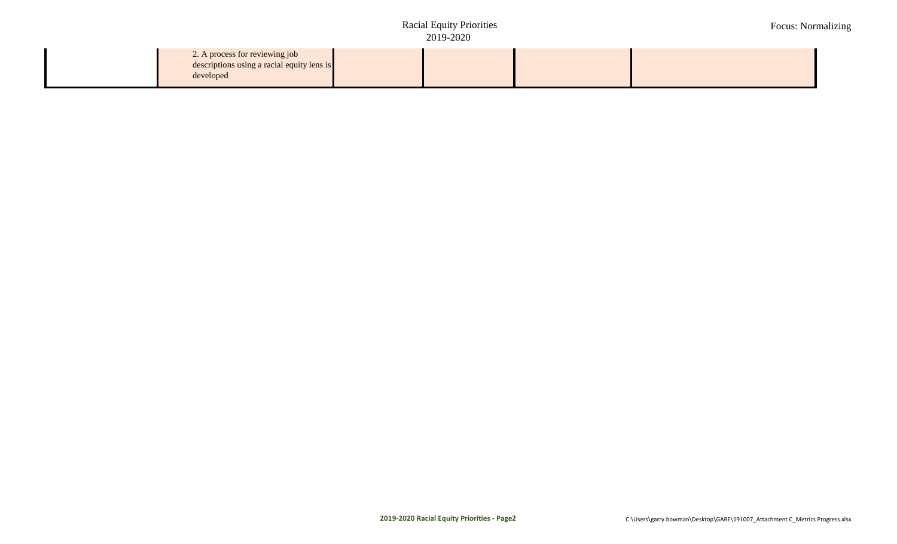| | | | | | |
|---|---|---|---|---|---|
| | 2. A process for reviewing job descriptions using a racial equity lens is developed | | | | |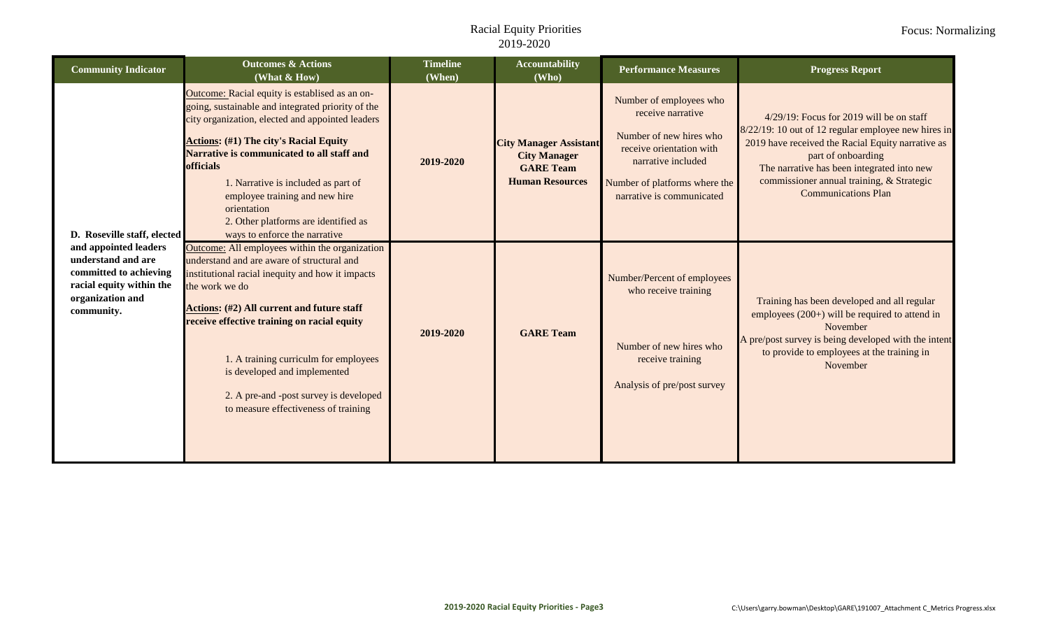Racial Equity Priorities
2019-2020

Focus: Normalizing

| Community Indicator | Outcomes & Actions (What & How) | Timeline (When) | Accountability (Who) | Performance Measures | Progress Report |
|---|---|---|---|---|---|
| **D. Roseville staff, elected and appointed leaders understand and are committed to achieving racial equity within the organization and community.** | Outcome: Racial equity is establised as an on-going, sustainable and integrated priority of the city organization, elected and appointed leaders<br><br>**Actions: (#1) The city's Racial Equity Narrative is communicated to all staff and officials**<br>1. Narrative is included as part of employee training and new hire orientation<br>2. Other platforms are identified as ways to enforce the narrative | **2019-2020** | **City Manager Assistant**<br>**City Manager**<br>**GARE Team**<br>**Human Resources** | Number of employees who receive narrative<br><br>Number of new hires who receive orientation with narrative included<br><br>Number of platforms where the narrative is communicated | 4/29/19: Focus for 2019 will be on staff<br>8/22/19: 10 out of 12 regular employee new hires in 2019 have received the Racial Equity narrative as part of onboarding<br>The narrative has been integrated into new commissioner annual training, & Strategic Communications Plan |
| | Outcome: All employees within the organization understand and are aware of structural and institutional racial inequity and how it impacts the work we do<br><br>**Actions: (#2) All current and future staff receive effective training on racial equity**<br>1. A training curriculm for employees is developed and implemented<br>2. A pre-and -post survey is developed to measure effectiveness of training | **2019-2020** | **GARE Team** | Number/Percent of employees who receive training<br><br>Number of new hires who receive training<br><br>Analysis of pre/post survey | Training has been developed and all regular employees (200+) will be required to attend in November<br>A pre/post survey is being developed with the intent to provide to employees at the training in November |